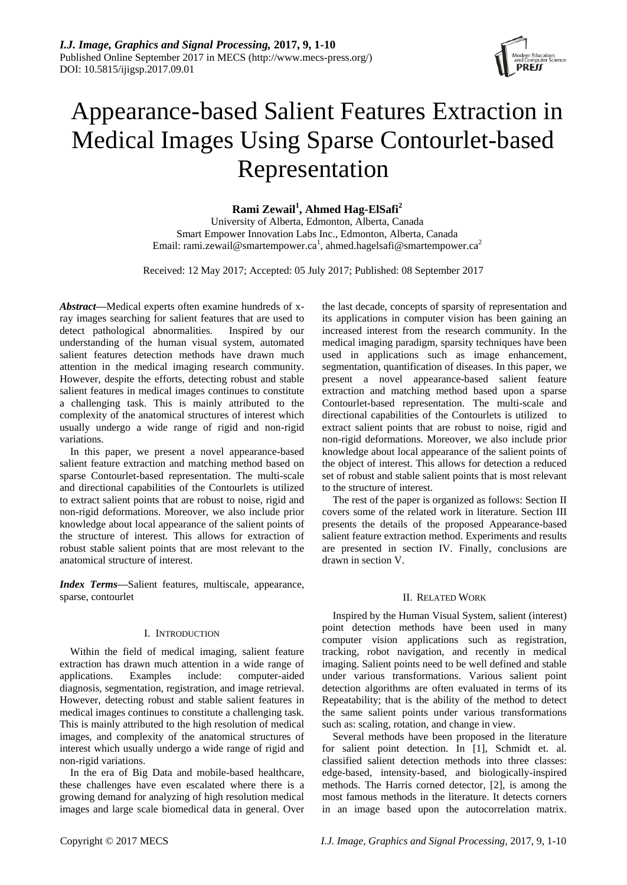# Appearance-based Salient Features Extraction in Medical Images Using Sparse Contourlet-based Representation

**Rami Zewail[1], Ahmed Hag-ElSafi[2]**

University of Alberta, Edmonton, Alberta, Canada
Smart Empower Innovation Labs Inc., Edmonton, Alberta, Canada
Email: rami.zewail@smartempower.ca[1], ahmed.hagelsafi@smartempower.ca[2]

Received: 12 May 2017; Accepted: 05 July 2017; Published: 08 September 2017

***Abstract*—**Medical experts often examine hundreds of x-ray images searching for salient features that are used to detect pathological abnormalities. Inspired by our understanding of the human visual system, automated salient features detection methods have drawn much attention in the medical imaging research community. However, despite the efforts, detecting robust and stable salient features in medical images continues to constitute a challenging task. This is mainly attributed to the complexity of the anatomical structures of interest which usually undergo a wide range of rigid and non-rigid variations.

In this paper, we present a novel appearance-based salient feature extraction and matching method based on sparse Contourlet-based representation. The multi-scale and directional capabilities of the Contourlets is utilized to extract salient points that are robust to noise, rigid and non-rigid deformations. Moreover, we also include prior knowledge about local appearance of the salient points of the structure of interest. This allows for extraction of robust stable salient points that are most relevant to the anatomical structure of interest.

***Index Terms*—**Salient features, multiscale, appearance, sparse, contourlet

## I. Introduction

Within the field of medical imaging, salient feature extraction has drawn much attention in a wide range of applications. Examples include: computer-aided diagnosis, segmentation, registration, and image retrieval. However, detecting robust and stable salient features in medical images continues to constitute a challenging task. This is mainly attributed to the high resolution of medical images, and complexity of the anatomical structures of interest which usually undergo a wide range of rigid and non-rigid variations.

In the era of Big Data and mobile-based healthcare, these challenges have even escalated where there is a growing demand for analyzing of high resolution medical images and large scale biomedical data in general. Over the last decade, concepts of sparsity of representation and its applications in computer vision has been gaining an increased interest from the research community. In the medical imaging paradigm, sparsity techniques have been used in applications such as image enhancement, segmentation, quantification of diseases. In this paper, we present a novel appearance-based salient feature extraction and matching method based upon a sparse Contourlet-based representation. The multi-scale and directional capabilities of the Contourlets is utilized to extract salient points that are robust to noise, rigid and non-rigid deformations. Moreover, we also include prior knowledge about local appearance of the salient points of the object of interest. This allows for detection a reduced set of robust and stable salient points that is most relevant to the structure of interest.

The rest of the paper is organized as follows: Section II covers some of the related work in literature. Section III presents the details of the proposed Appearance-based salient feature extraction method. Experiments and results are presented in section IV. Finally, conclusions are drawn in section V.

## II. Related Work

Inspired by the Human Visual System, salient (interest) point detection methods have been used in many computer vision applications such as registration, tracking, robot navigation, and recently in medical imaging. Salient points need to be well defined and stable under various transformations. Various salient point detection algorithms are often evaluated in terms of its Repeatability; that is the ability of the method to detect the same salient points under various transformations such as: scaling, rotation, and change in view.

Several methods have been proposed in the literature for salient point detection. In [1], Schmidt et. al. classified salient detection methods into three classes: edge-based, intensity-based, and biologically-inspired methods. The Harris corned detector, [2], is among the most famous methods in the literature. It detects corners in an image based upon the autocorrelation matrix.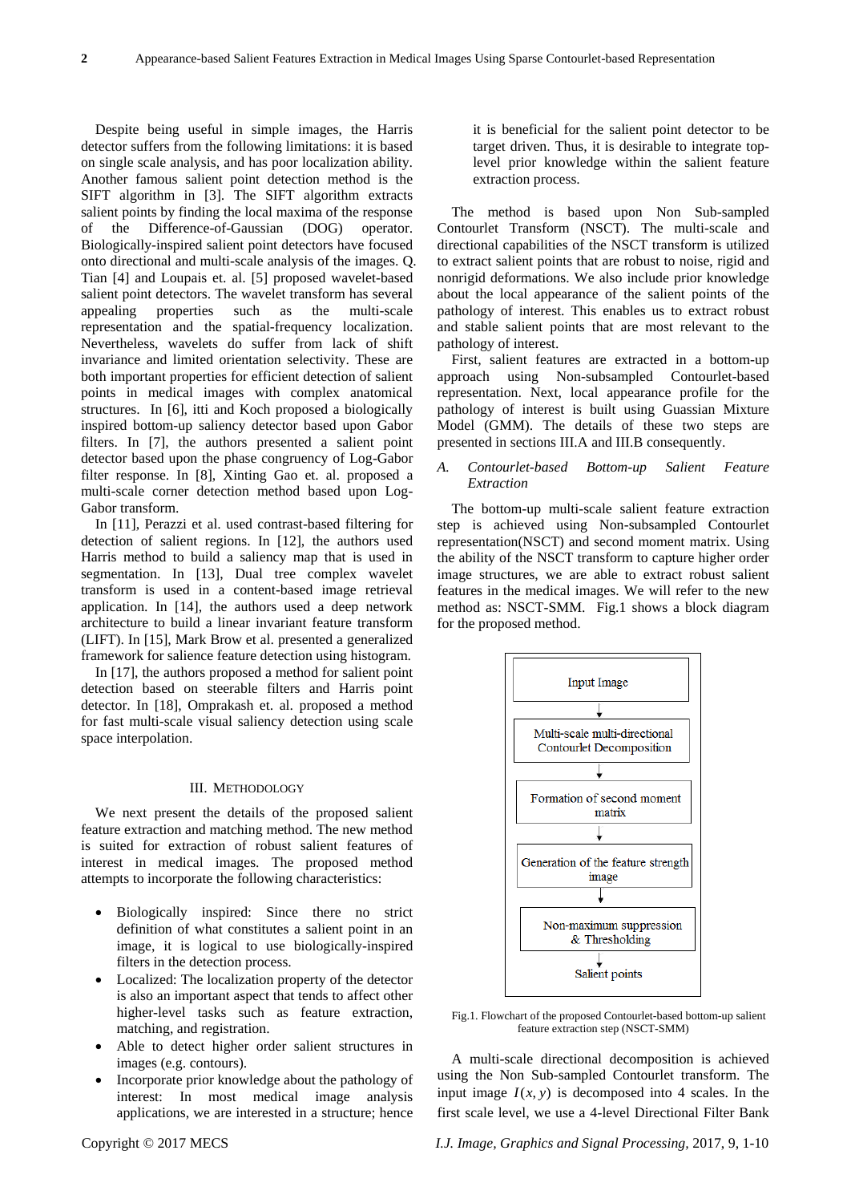Despite being useful in simple images, the Harris detector suffers from the following limitations: it is based on single scale analysis, and has poor localization ability. Another famous salient point detection method is the SIFT algorithm in [3]. The SIFT algorithm extracts salient points by finding the local maxima of the response of the Difference-of-Gaussian (DOG) operator. Biologically-inspired salient point detectors have focused onto directional and multi-scale analysis of the images. Q. Tian [4] and Loupais et. al. [5] proposed wavelet-based salient point detectors. The wavelet transform has several appealing properties such as the multi-scale representation and the spatial-frequency localization. Nevertheless, wavelets do suffer from lack of shift invariance and limited orientation selectivity. These are both important properties for efficient detection of salient points in medical images with complex anatomical structures. In [6], itti and Koch proposed a biologically inspired bottom-up saliency detector based upon Gabor filters. In [7], the authors presented a salient point detector based upon the phase congruency of Log-Gabor filter response. In [8], Xinting Gao et. al. proposed a multi-scale corner detection method based upon Log-Gabor transform.

In [11], Perazzi et al. used contrast-based filtering for detection of salient regions. In [12], the authors used Harris method to build a saliency map that is used in segmentation. In [13], Dual tree complex wavelet transform is used in a content-based image retrieval application. In [14], the authors used a deep network architecture to build a linear invariant feature transform (LIFT). In [15], Mark Brow et al. presented a generalized framework for salience feature detection using histogram.

In [17], the authors proposed a method for salient point detection based on steerable filters and Harris point detector. In [18], Omprakash et. al. proposed a method for fast multi-scale visual saliency detection using scale space interpolation.

## III. Methodology

We next present the details of the proposed salient feature extraction and matching method. The new method is suited for extraction of robust salient features of interest in medical images. The proposed method attempts to incorporate the following characteristics:

- Biologically inspired: Since there no strict definition of what constitutes a salient point in an image, it is logical to use biologically-inspired filters in the detection process.
- Localized: The localization property of the detector is also an important aspect that tends to affect other higher-level tasks such as feature extraction, matching, and registration.
- Able to detect higher order salient structures in images (e.g. contours).
- Incorporate prior knowledge about the pathology of interest: In most medical image analysis applications, we are interested in a structure; hence it is beneficial for the salient point detector to be target driven. Thus, it is desirable to integrate top-level prior knowledge within the salient feature extraction process.

The method is based upon Non Sub-sampled Contourlet Transform (NSCT). The multi-scale and directional capabilities of the NSCT transform is utilized to extract salient points that are robust to noise, rigid and nonrigid deformations. We also include prior knowledge about the local appearance of the salient points of the pathology of interest. This enables us to extract robust and stable salient points that are most relevant to the pathology of interest.

First, salient features are extracted in a bottom-up approach using Non-subsampled Contourlet-based representation. Next, local appearance profile for the pathology of interest is built using Guassian Mixture Model (GMM). The details of these two steps are presented in sections III.A and III.B consequently.

### *A. Contourlet-based Bottom-up Salient Feature Extraction*

The bottom-up multi-scale salient feature extraction step is achieved using Non-subsampled Contourlet representation(NSCT) and second moment matrix. Using the ability of the NSCT transform to capture higher order image structures, we are able to extract robust salient features in the medical images. We will refer to the new method as: NSCT-SMM. Fig.1 shows a block diagram for the proposed method.

Input Image → Multi-scale multi-directional Contourlet Decomposition → Formation of second moment matrix → Generation of the feature strength image → Non-maximum suppression & Thresholding → Salient points

Fig.1. Flowchart of the proposed Contourlet-based bottom-up salient feature extraction step (NSCT-SMM)

A multi-scale directional decomposition is achieved using the Non Sub-sampled Contourlet transform. The input image $I(x, y)$ is decomposed into 4 scales. In the first scale level, we use a 4-level Directional Filter Bank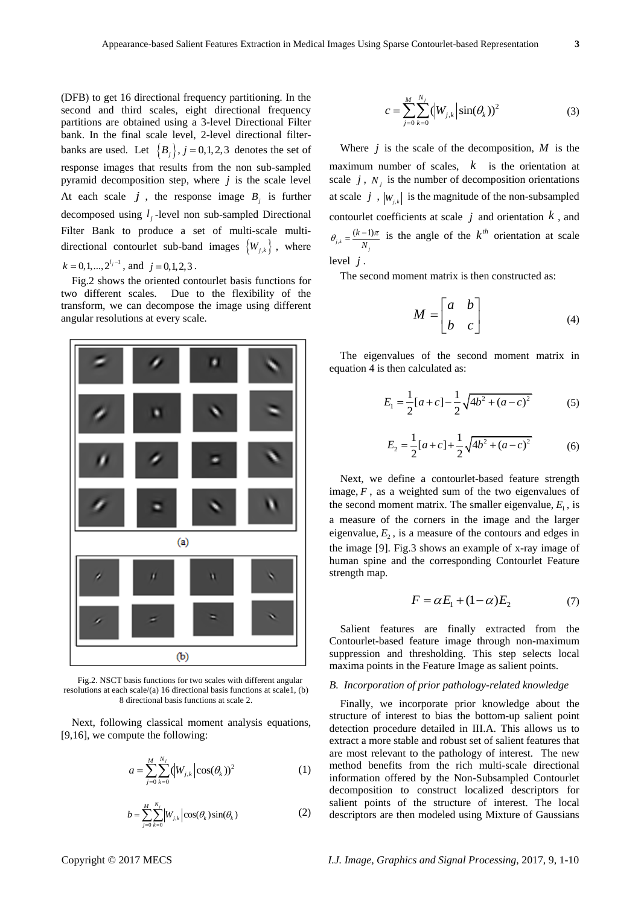(DFB) to get 16 directional frequency partitioning. In the second and third scales, eight directional frequency partitions are obtained using a 3-level Directional Filter bank. In the final scale level, 2-level directional filter-banks are used. Let $\{B_j\}, j = 0,1,2,3$ denotes the set of response images that results from the non sub-sampled pyramid decomposition step, where $j$ is the scale level At each scale $j$, the response image $B_j$ is further decomposed using $l_j$-level non sub-sampled Directional Filter Bank to produce a set of multi-scale multi-directional contourlet sub-band images $\{W_{j,k}\}$, where $k = 0,1,...,2^{l_j - 1}$, and $j = 0,1,2,3$.

Fig.2 shows the oriented contourlet basis functions for two different scales. Due to the flexibility of the transform, we can decompose the image using different angular resolutions at every scale.

Fig.2. NSCT basis functions for two scales with different angular resolutions at each scale/(a) 16 directional basis functions at scale1, (b) 8 directional basis functions at scale 2.

Next, following classical moment analysis equations, [9,16], we compute the following:

$$a = \sum_{j=0}^{M}\sum_{k=0}^{N_j}(|W_{j,k}|\cos(\theta_k))^2 \tag{1}$$

$$b = \sum_{j=0}^{M}\sum_{k=0}^{N_j}|W_{j,k}|\cos(\theta_k)\sin(\theta_k) \tag{2}$$

$$c = \sum_{j=0}^{M}\sum_{k=0}^{N_j}(|W_{j,k}|\sin(\theta_k))^2 \tag{3}$$

Where $j$ is the scale of the decomposition, $M$ is the maximum number of scales, $k$ is the orientation at scale $j$, $N_j$ is the number of decomposition orientations at scale $j$, $|W_{j,k}|$ is the magnitude of the non-subsampled contourlet coefficients at scale $j$ and orientation $k$, and $\theta_{j,k} = \frac{(k-1)\pi}{N_j}$ is the angle of the $k^{th}$ orientation at scale level $j$.

The second moment matrix is then constructed as:

$$M = \begin{bmatrix} a & b \\ b & c \end{bmatrix} \tag{4}$$

The eigenvalues of the second moment matrix in equation 4 is then calculated as:

$$E_1 = \frac{1}{2}[a+c] - \frac{1}{2}\sqrt{4b^2 + (a-c)^2} \tag{5}$$

$$E_2 = \frac{1}{2}[a+c] + \frac{1}{2}\sqrt{4b^2 + (a-c)^2} \tag{6}$$

Next, we define a contourlet-based feature strength image, $F$, as a weighted sum of the two eigenvalues of the second moment matrix. The smaller eigenvalue, $E_1$, is a measure of the corners in the image and the larger eigenvalue, $E_2$, is a measure of the contours and edges in the image [9]. Fig.3 shows an example of x-ray image of human spine and the corresponding Contourlet Feature strength map.

$$F = \alpha E_1 + (1-\alpha)E_2 \tag{7}$$

Salient features are finally extracted from the Contourlet-based feature image through non-maximum suppression and thresholding. This step selects local maxima points in the Feature Image as salient points.

### B. Incorporation of prior pathology-related knowledge

Finally, we incorporate prior knowledge about the structure of interest to bias the bottom-up salient point detection procedure detailed in III.A. This allows us to extract a more stable and robust set of salient features that are most relevant to the pathology of interest. The new method benefits from the rich multi-scale directional information offered by the Non-Subsampled Contourlet decomposition to construct localized descriptors for salient points of the structure of interest. The local descriptors are then modeled using Mixture of Gaussians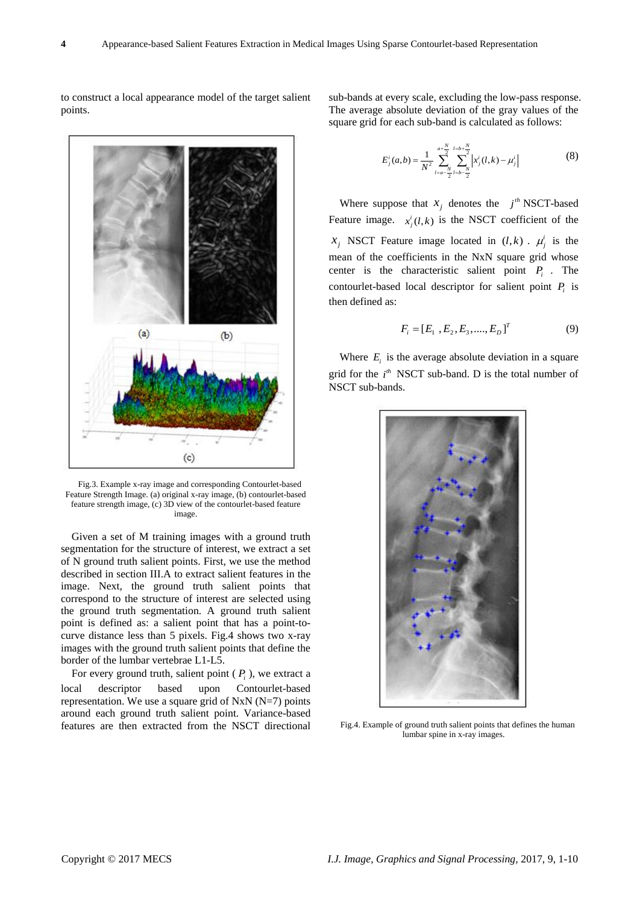to construct a local appearance model of the target salient points.

Fig.3. Example x-ray image and corresponding Contourlet-based Feature Strength Image. (a) original x-ray image, (b) contourlet-based feature strength image, (c) 3D view of the contourlet-based feature image.

Given a set of M training images with a ground truth segmentation for the structure of interest, we extract a set of N ground truth salient points. First, we use the method described in section III.A to extract salient features in the image. Next, the ground truth salient points that correspond to the structure of interest are selected using the ground truth segmentation. A ground truth salient point is defined as: a salient point that has a point-to-curve distance less than 5 pixels. Fig.4 shows two x-ray images with the ground truth salient points that define the border of the lumbar vertebrae L1-L5.

For every ground truth, salient point ( $P_i$ ), we extract a local descriptor based upon Contourlet-based representation. We use a square grid of NxN (N=7) points around each ground truth salient point. Variance-based features are then extracted from the NSCT directional sub-bands at every scale, excluding the low-pass response. The average absolute deviation of the gray values of the square grid for each sub-band is calculated as follows:

$$E_j^i(a,b) = \frac{1}{N^2} \sum_{l=a-\frac{N}{2}}^{a+\frac{N}{2}} \sum_{l=b-\frac{N}{2}}^{l=b+\frac{N}{2}} \left| x_j^i(l,k) - \mu_j^i \right| \tag{8}$$

Where suppose that $x_j$ denotes the $j^{th}$ NSCT-based Feature image. $x_j^i(l,k)$ is the NSCT coefficient of the $x_j$ NSCT Feature image located in $(l,k)$ . $\mu_j^i$ is the mean of the coefficients in the NxN square grid whose center is the characteristic salient point $P_i$ . The contourlet-based local descriptor for salient point $P_i$ is then defined as:

$$F_i = [E_1 \ , E_2, E_3, ...., E_D]^T \tag{9}$$

Where $E_i$ is the average absolute deviation in a square grid for the $i^{th}$ NSCT sub-band. D is the total number of NSCT sub-bands.

Fig.4. Example of ground truth salient points that defines the human lumbar spine in x-ray images.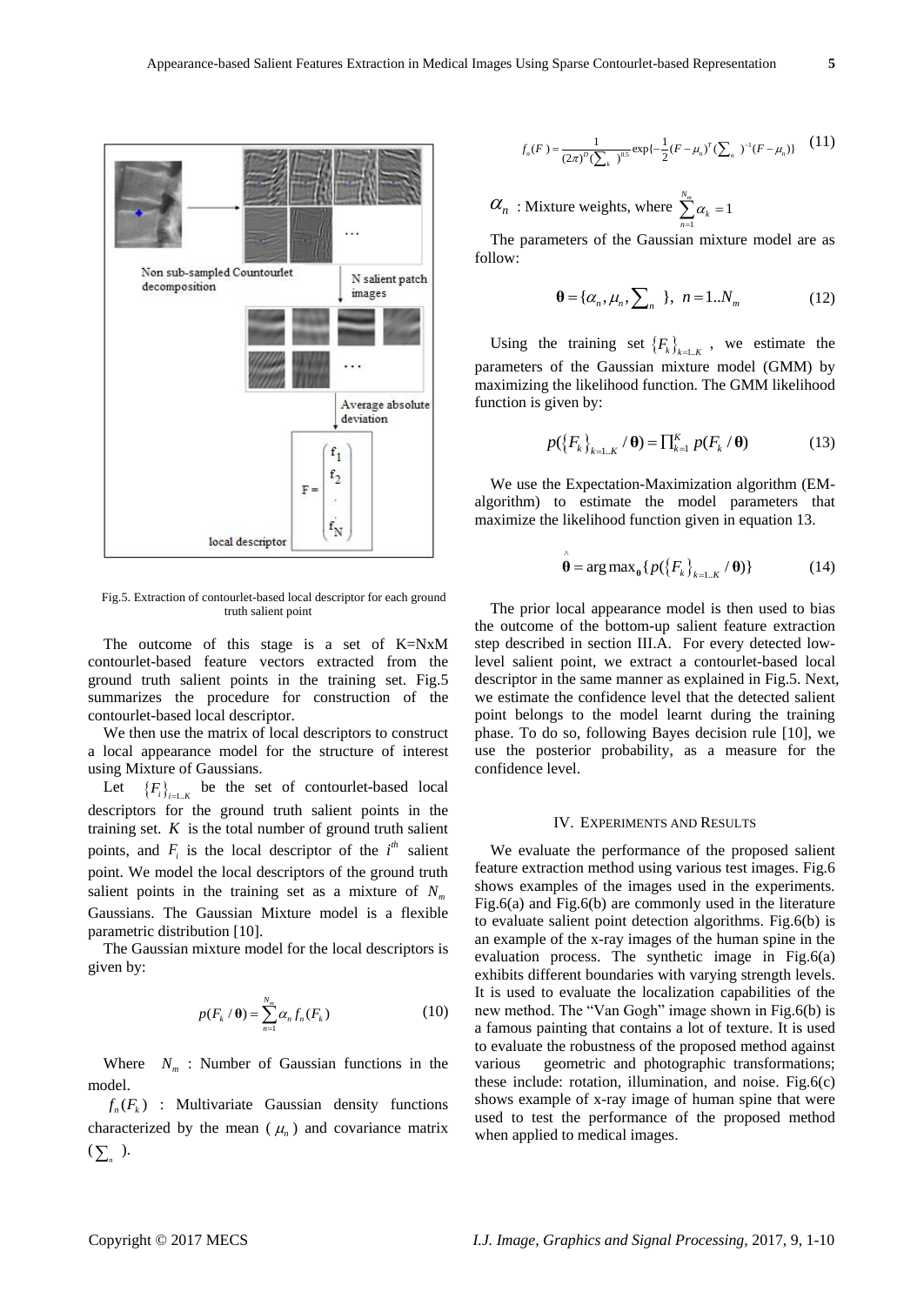Fig.5. Extraction of contourlet-based local descriptor for each ground truth salient point

The outcome of this stage is a set of K=NxM contourlet-based feature vectors extracted from the ground truth salient points in the training set. Fig.5 summarizes the procedure for construction of the contourlet-based local descriptor.

We then use the matrix of local descriptors to construct a local appearance model for the structure of interest using Mixture of Gaussians.

Let $\{F_i\}_{i=1..K}$ be the set of contourlet-based local descriptors for the ground truth salient points in the training set. $K$ is the total number of ground truth salient points, and $F_i$ is the local descriptor of the $i^{th}$ salient point. We model the local descriptors of the ground truth salient points in the training set as a mixture of $N_m$ Gaussians. The Gaussian Mixture model is a flexible parametric distribution [10].

The Gaussian mixture model for the local descriptors is given by:

$$p(F_k / \boldsymbol{\theta}) = \sum_{n=1}^{N_m} \alpha_n f_n(F_k) \tag{10}$$

Where $N_m$ : Number of Gaussian functions in the model.

$f_n(F_k)$ : Multivariate Gaussian density functions characterized by the mean ( $\mu_n$ ) and covariance matrix ( $\sum_n$ ).

$$f_n(F) = \frac{1}{(2\pi)^D (\sum_k)^{0.5}} \exp\{-\frac{1}{2}(F-\mu_n)^T (\sum_n)^{-1}(F-\mu_n)\} \tag{11}$$

$\alpha_n$ : Mixture weights, where $\sum_{n=1}^{N_m} \alpha_k = 1$

The parameters of the Gaussian mixture model are as follow:

$$\boldsymbol{\theta} = \{\alpha_n, \mu_n, \textstyle\sum_n\}, \; n = 1..N_m \tag{12}$$

Using the training set $\{F_k\}_{k=1..K}$ , we estimate the parameters of the Gaussian mixture model (GMM) by maximizing the likelihood function. The GMM likelihood function is given by:

$$p(\{F_k\}_{k=1..K} / \boldsymbol{\theta}) = \prod_{k=1}^{K} p(F_k / \boldsymbol{\theta}) \tag{13}$$

We use the Expectation-Maximization algorithm (EM-algorithm) to estimate the model parameters that maximize the likelihood function given in equation 13.

$$\hat{\boldsymbol{\theta}} = \arg\max_{\boldsymbol{\theta}} \{p(\{F_k\}_{k=1..K} / \boldsymbol{\theta})\} \tag{14}$$

The prior local appearance model is then used to bias the outcome of the bottom-up salient feature extraction step described in section III.A. For every detected low-level salient point, we extract a contourlet-based local descriptor in the same manner as explained in Fig.5. Next, we estimate the confidence level that the detected salient point belongs to the model learnt during the training phase. To do so, following Bayes decision rule [10], we use the posterior probability, as a measure for the confidence level.

## IV. Experiments and Results

We evaluate the performance of the proposed salient feature extraction method using various test images. Fig.6 shows examples of the images used in the experiments. Fig.6(a) and Fig.6(b) are commonly used in the literature to evaluate salient point detection algorithms. Fig.6(b) is an example of the x-ray images of the human spine in the evaluation process. The synthetic image in Fig.6(a) exhibits different boundaries with varying strength levels. It is used to evaluate the localization capabilities of the new method. The “Van Gogh” image shown in Fig.6(b) is a famous painting that contains a lot of texture. It is used to evaluate the robustness of the proposed method against various geometric and photographic transformations; these include: rotation, illumination, and noise. Fig.6(c) shows example of x-ray image of human spine that were used to test the performance of the proposed method when applied to medical images.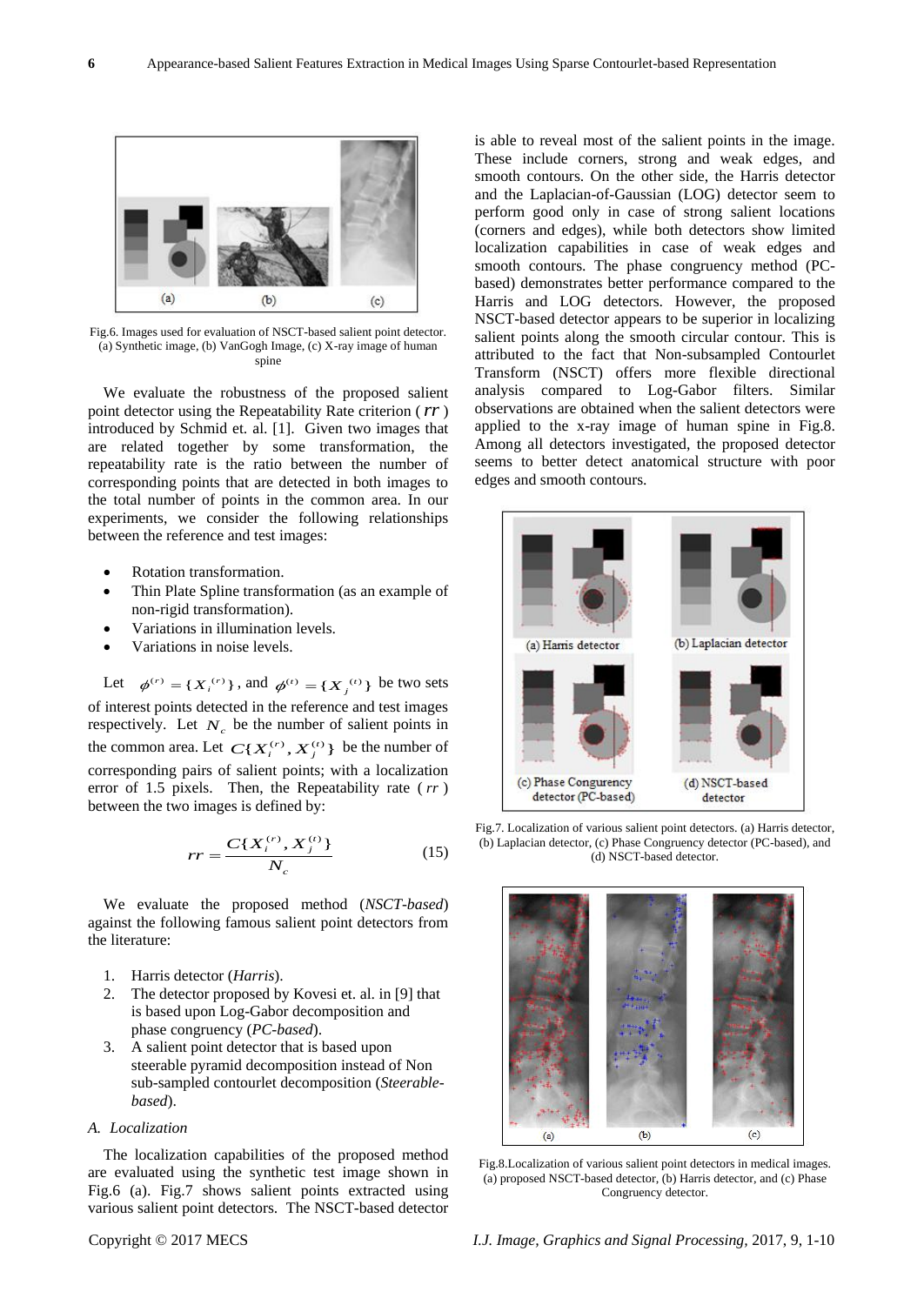Fig.6. Images used for evaluation of NSCT-based salient point detector. (a) Synthetic image, (b) VanGogh Image, (c) X-ray image of human spine

We evaluate the robustness of the proposed salient point detector using the Repeatability Rate criterion ( $rr$ ) introduced by Schmid et. al. [1]. Given two images that are related together by some transformation, the repeatability rate is the ratio between the number of corresponding points that are detected in both images to the total number of points in the common area. In our experiments, we consider the following relationships between the reference and test images:

- Rotation transformation.
- Thin Plate Spline transformation (as an example of non-rigid transformation).
- Variations in illumination levels.
- Variations in noise levels.

Let $\phi^{(r)} = \{X_i^{(r)}\}$, and $\phi^{(t)} = \{X_j^{(t)}\}$ be two sets of interest points detected in the reference and test images respectively. Let $N_c$ be the number of salient points in the common area. Let $C\{X_i^{(r)}, X_j^{(t)}\}$ be the number of corresponding pairs of salient points; with a localization error of 1.5 pixels. Then, the Repeatability rate ( $rr$ ) between the two images is defined by:

$$rr = \frac{C\{X_i^{(r)}, X_j^{(t)}\}}{N_c} \tag{15}$$

We evaluate the proposed method (*NSCT-based*) against the following famous salient point detectors from the literature:

1. Harris detector (*Harris*).
2. The detector proposed by Kovesi et. al. in [9] that is based upon Log-Gabor decomposition and phase congruency (*PC-based*).
3. A salient point detector that is based upon steerable pyramid decomposition instead of Non sub-sampled contourlet decomposition (*Steerable-based*).

### A. Localization

The localization capabilities of the proposed method are evaluated using the synthetic test image shown in Fig.6 (a). Fig.7 shows salient points extracted using various salient point detectors. The NSCT-based detector is able to reveal most of the salient points in the image. These include corners, strong and weak edges, and smooth contours. On the other side, the Harris detector and the Laplacian-of-Gaussian (LOG) detector seem to perform good only in case of strong salient locations (corners and edges), while both detectors show limited localization capabilities in case of weak edges and smooth contours. The phase congruency method (PC-based) demonstrates better performance compared to the Harris and LOG detectors. However, the proposed NSCT-based detector appears to be superior in localizing salient points along the smooth circular contour. This is attributed to the fact that Non-subsampled Contourlet Transform (NSCT) offers more flexible directional analysis compared to Log-Gabor filters. Similar observations are obtained when the salient detectors were applied to the x-ray image of human spine in Fig.8. Among all detectors investigated, the proposed detector seems to better detect anatomical structure with poor edges and smooth contours.

Fig.7. Localization of various salient point detectors. (a) Harris detector, (b) Laplacian detector, (c) Phase Congruency detector (PC-based), and (d) NSCT-based detector.

Fig.8.Localization of various salient point detectors in medical images. (a) proposed NSCT-based detector, (b) Harris detector, and (c) Phase Congruency detector.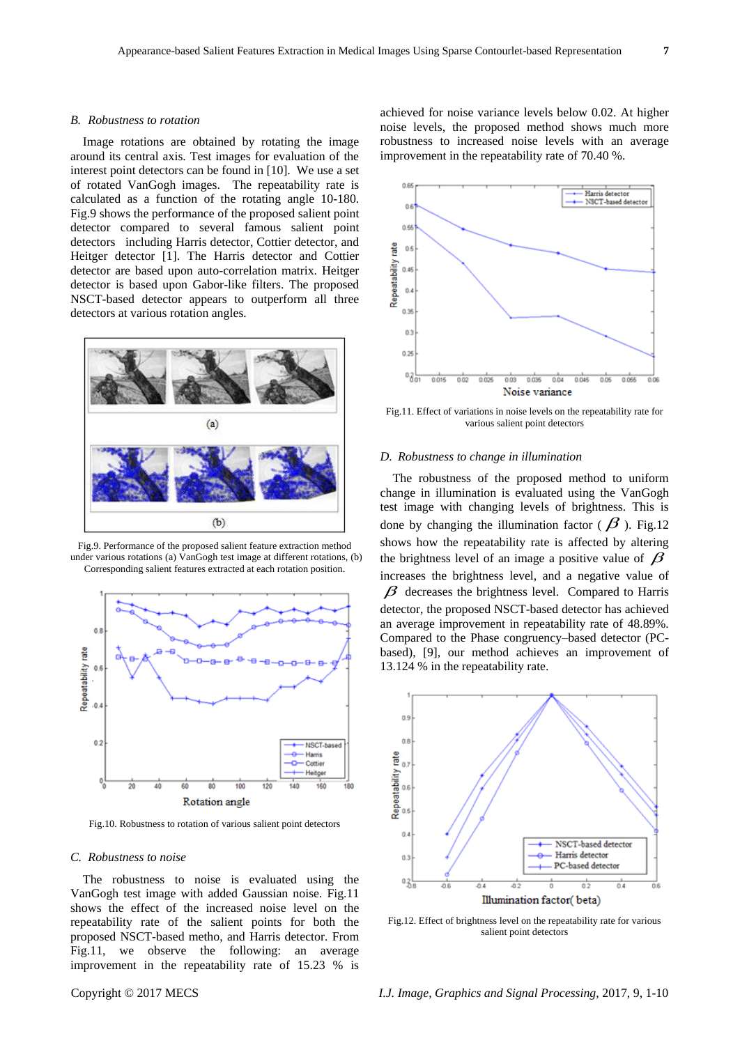### B. *Robustness to rotation*

Image rotations are obtained by rotating the image around its central axis. Test images for evaluation of the interest point detectors can be found in [10]. We use a set of rotated VanGogh images. The repeatability rate is calculated as a function of the rotating angle 10-180. Fig.9 shows the performance of the proposed salient point detector compared to several famous salient point detectors including Harris detector, Cottier detector, and Heitger detector [1]. The Harris and Cottier detector are based upon auto-correlation matrix. Heitger detector is based upon Gabor-like filters. The proposed NSCT-based detector appears to outperform all three detectors at various rotation angles.

Fig.9. Performance of the proposed salient feature extraction method under various rotations (a) VanGogh test image at different rotations, (b) Corresponding salient features extracted at each rotation position.

Fig.10. Robustness to rotation of various salient point detectors

### C. *Robustness to noise*

The robustness to noise is evaluated using the VanGogh test image with added Gaussian noise. Fig.11 shows the effect of the increased noise level on the repeatability rate of the salient points for both the proposed NSCT-based metho, and Harris detector. From Fig.11, we observe the following: an average improvement in the repeatability rate of 15.23 % is achieved for noise variance levels below 0.02. At higher noise levels, the proposed method shows much more robustness to increased noise levels with an average improvement in the repeatability rate of 70.40 %.

Fig.11. Effect of variations in noise levels on the repeatability rate for various salient point detectors

### D. *Robustness to change in illumination*

The robustness of the proposed method to uniform change in illumination is evaluated using the VanGogh test image with changing levels of brightness. This is done by changing the illumination factor ( $\beta$ ). Fig.12 shows how the repeatability rate is affected by altering the brightness level of an image a positive value of $\beta$ increases the brightness level, and a negative value of $\beta$ decreases the brightness level. Compared to Harris detector, the proposed NSCT-based detector has achieved an average improvement in repeatability rate of 48.89%. Compared to the Phase congruency–based detector (PC-based), [9], our method achieves an improvement of 13.124 % in the repeatability rate.

Fig.12. Effect of brightness level on the repeatability rate for various salient point detectors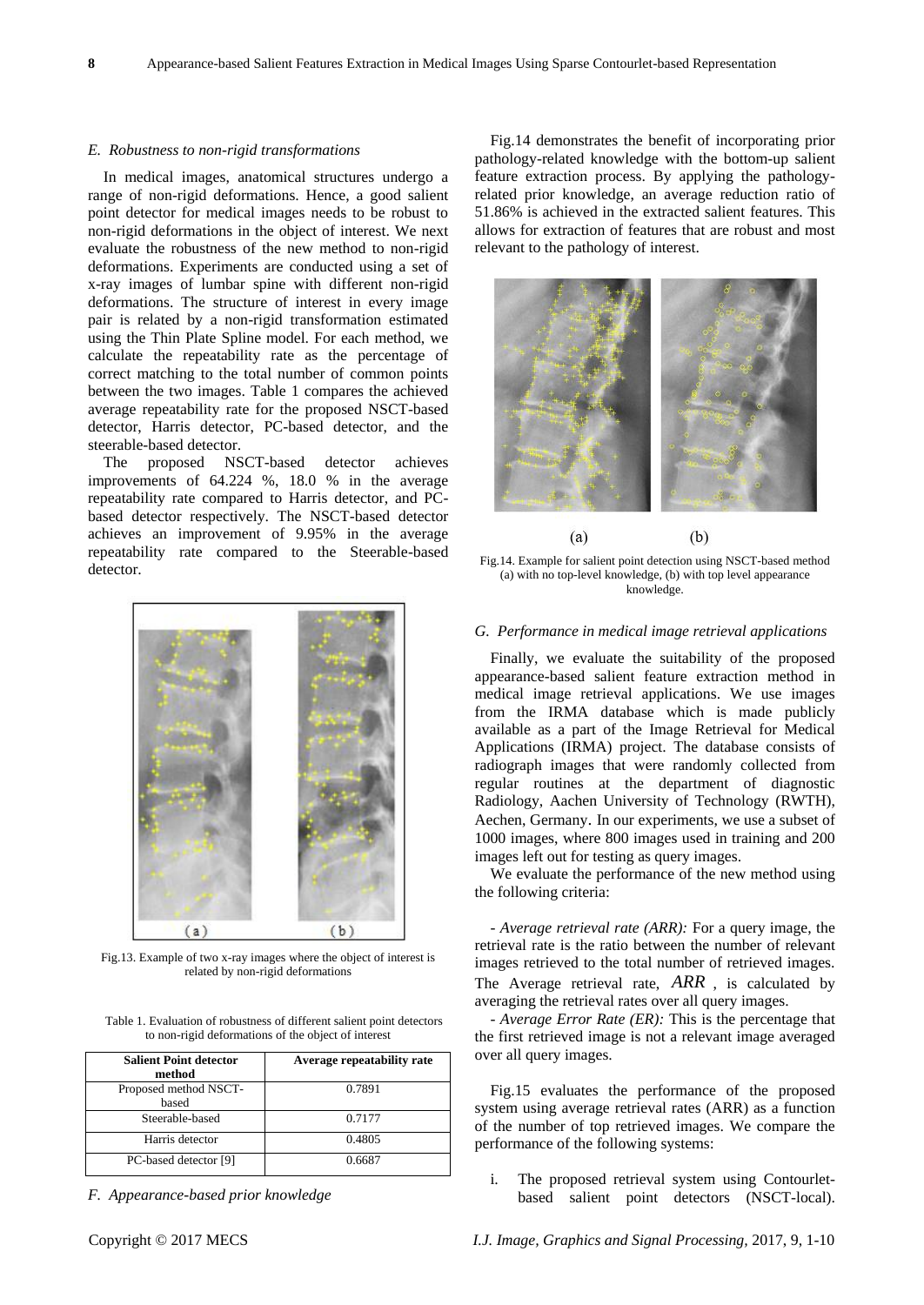### E. Robustness to non-rigid transformations

In medical images, anatomical structures undergo a range of non-rigid deformations. Hence, a good salient point detector for medical images needs to be robust to non-rigid deformations in the object of interest. We next evaluate the robustness of the new method to non-rigid deformations. Experiments are conducted using a set of x-ray images of lumbar spine with different non-rigid deformations. The structure of interest in every image pair is related by a non-rigid transformation estimated using the Thin Plate Spline model. For each method, we calculate the repeatability rate as the percentage of correct matching to the total number of common points between the two images. Table 1 compares the achieved average repeatability rate for the proposed NSCT-based detector, Harris detector, PC-based detector, and the steerable-based detector.

The proposed NSCT-based detector achieves improvements of 64.224 %, 18.0 % in the average repeatability rate compared to Harris detector, and PC-based detector respectively. The NSCT-based detector achieves an improvement of 9.95% in the average repeatability rate compared to the Steerable-based detector.

Fig.13. Example of two x-ray images where the object of interest is related by non-rigid deformations

Table 1. Evaluation of robustness of different salient point detectors to non-rigid deformations of the object of interest

| Salient Point detector method | Average repeatability rate |
|---|---|
| Proposed method NSCT-based | 0.7891 |
| Steerable-based | 0.7177 |
| Harris detector | 0.4805 |
| PC-based detector [9] | 0.6687 |

### F. Appearance-based prior knowledge

Fig.14 demonstrates the benefit of incorporating prior pathology-related knowledge with the bottom-up salient feature extraction process. By applying the pathology-related prior knowledge, an average reduction ratio of 51.86% is achieved in the extracted salient features. This allows for extraction of features that are robust and most relevant to the pathology of interest.

Fig.14. Example for salient point detection using NSCT-based method (a) with no top-level knowledge, (b) with top level appearance knowledge.

### G. Performance in medical image retrieval applications

Finally, we evaluate the suitability of the proposed appearance-based salient feature extraction method in medical image retrieval applications. We use images from the IRMA database which is made publicly available as a part of the Image Retrieval for Medical Applications (IRMA) project. The database consists of radiograph images that were randomly collected from regular routines at the department of diagnostic Radiology, Aachen University of Technology (RWTH), Aechen, Germany. In our experiments, we use a subset of 1000 images, where 800 images used in training and 200 images left out for testing as query images.

We evaluate the performance of the new method using the following criteria:

- *Average retrieval rate (ARR):* For a query image, the retrieval rate is the ratio between the number of relevant images retrieved to the total number of retrieved images. The Average retrieval rate, $ARR$ , is calculated by averaging the retrieval rates over all query images.

- *Average Error Rate (ER):* This is the percentage that the first retrieved image is not a relevant image averaged over all query images.

Fig.15 evaluates the performance of the proposed system using average retrieval rates (ARR) as a function of the number of top retrieved images. We compare the performance of the following systems:

i. The proposed retrieval system using Contourlet-based salient point detectors (NSCT-local).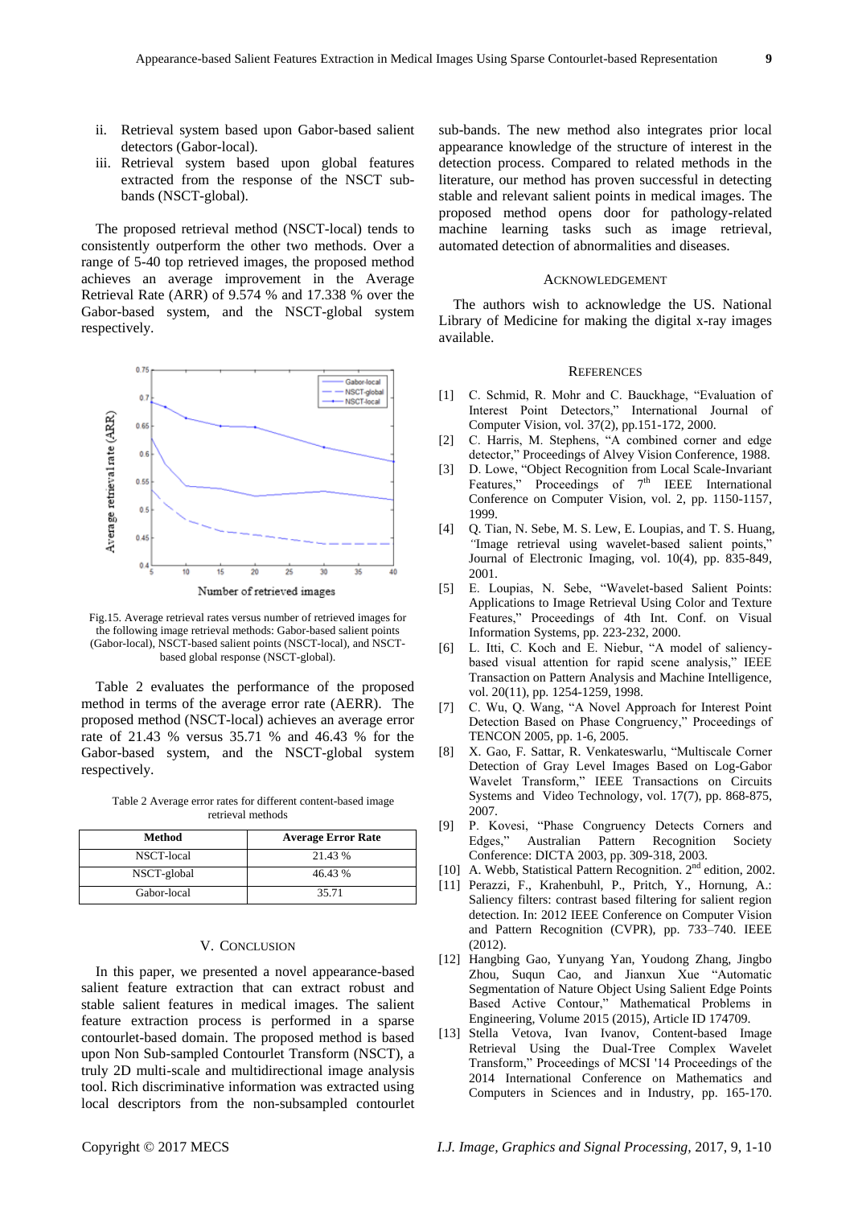ii. Retrieval system based upon Gabor-based salient detectors (Gabor-local).

iii. Retrieval system based upon global features extracted from the response of the NSCT sub-bands (NSCT-global).

The proposed retrieval method (NSCT-local) tends to consistently outperform the other two methods. Over a range of 5-40 top retrieved images, the proposed method achieves an average improvement in the Average Retrieval Rate (ARR) of 9.574 % and 17.338 % over the Gabor-based system, and the NSCT-global system respectively.

Fig.15. Average retrieval rates versus number of retrieved images for the following image retrieval methods: Gabor-based salient points (Gabor-local), NSCT-based salient points (NSCT-local), and NSCT-based global response (NSCT-global).

Table 2 evaluates the performance of the proposed method in terms of the average error rate (AERR). The proposed method (NSCT-local) achieves an average error rate of 21.43 % versus 35.71 % and 46.43 % for the Gabor-based system, and the NSCT-global system respectively.

Table 2 Average error rates for different content-based image retrieval methods

| Method | Average Error Rate |
| --- | --- |
| NSCT-local | 21.43 % |
| NSCT-global | 46.43 % |
| Gabor-local | 35.71 |

## V. Conclusion

In this paper, we presented a novel appearance-based salient feature extraction that can extract robust and stable salient features in medical images. The salient feature extraction process is performed in a sparse contourlet-based domain. The proposed method is based upon Non Sub-sampled Contourlet Transform (NSCT), a truly 2D multi-scale and multidirectional image analysis tool. Rich discriminative information was extracted using local descriptors from the non-subsampled contourlet sub-bands. The new method also integrates prior local appearance knowledge of the structure of interest in the detection process. Compared to related methods in the literature, our method has proven successful in detecting stable and relevant salient points in medical images. The proposed method opens door for pathology-related machine learning tasks such as image retrieval, automated detection of abnormalities and diseases.

## Acknowledgement

The authors wish to acknowledge the US. National Library of Medicine for making the digital x-ray images available.

## References

[1] C. Schmid, R. Mohr and C. Bauckhage, "Evaluation of Interest Point Detectors," International Journal of Computer Vision, vol. 37(2), pp.151-172, 2000.

[2] C. Harris, M. Stephens, "A combined corner and edge detector," Proceedings of Alvey Vision Conference, 1988.

[3] D. Lowe, "Object Recognition from Local Scale-Invariant Features," Proceedings of 7th IEEE International Conference on Computer Vision, vol. 2, pp. 1150-1157, 1999.

[4] Q. Tian, N. Sebe, M. S. Lew, E. Loupias, and T. S. Huang, "Image retrieval using wavelet-based salient points," Journal of Electronic Imaging, vol. 10(4), pp. 835-849, 2001.

[5] E. Loupias, N. Sebe, "Wavelet-based Salient Points: Applications to Image Retrieval Using Color and Texture Features," Proceedings of 4th Int. Conf. on Visual Information Systems, pp. 223-232, 2000.

[6] L. Itti, C. Koch and E. Niebur, "A model of saliency-based visual attention for rapid scene analysis," IEEE Transaction on Pattern Analysis and Machine Intelligence, vol. 20(11), pp. 1254-1259, 1998.

[7] C. Wu, Q. Wang, "A Novel Approach for Interest Point Detection Based on Phase Congruency," Proceedings of TENCON 2005, pp. 1-6, 2005.

[8] X. Gao, F. Sattar, R. Venkateswarlu, "Multiscale Corner Detection of Gray Level Images Based on Log-Gabor Wavelet Transform," IEEE Transactions on Circuits Systems and Video Technology, vol. 17(7), pp. 868-875, 2007.

[9] P. Kovesi, "Phase Congruency Detects Corners and Edges," Australian Pattern Recognition Society Conference: DICTA 2003, pp. 309-318, 2003.

[10] A. Webb, Statistical Pattern Recognition. 2nd edition, 2002.

[11] Perazzi, F., Krahenbuhl, P., Pritch, Y., Hornung, A.: Saliency filters: contrast based filtering for salient region detection. In: 2012 IEEE Conference on Computer Vision and Pattern Recognition (CVPR), pp. 733–740. IEEE (2012).

[12] Hangbing Gao, Yunyang Yan, Youdong Zhang, Jingbo Zhou, Suqun Cao, and Jianxun Xue "Automatic Segmentation of Nature Object Using Salient Edge Points Based Active Contour," Mathematical Problems in Engineering, Volume 2015 (2015), Article ID 174709.

[13] Stella Vetova, Ivan Ivanov, Content-based Image Retrieval Using the Dual-Tree Complex Wavelet Transform," Proceedings of MCSI '14 Proceedings of the 2014 International Conference on Mathematics and Computers in Sciences and in Industry, pp. 165-170.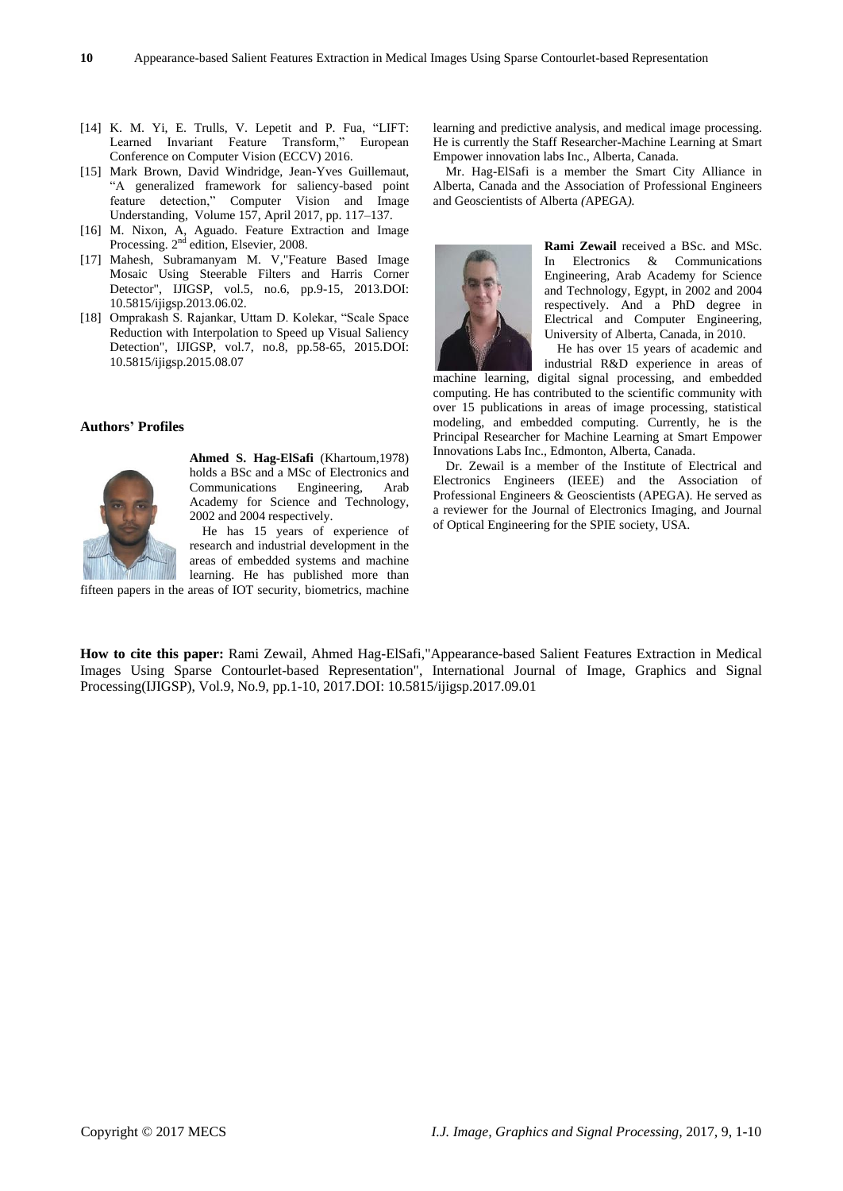[14] K. M. Yi, E. Trulls, V. Lepetit and P. Fua, "LIFT: Learned Invariant Feature Transform," European Conference on Computer Vision (ECCV) 2016.

[15] Mark Brown, David Windridge, Jean-Yves Guillemaut, "A generalized framework for saliency-based point feature detection," Computer Vision and Image Understanding, Volume 157, April 2017, pp. 117–137.

[16] M. Nixon, A, Aguado. Feature Extraction and Image Processing. 2nd edition, Elsevier, 2008.

[17] Mahesh, Subramanyam M. V,"Feature Based Image Mosaic Using Steerable Filters and Harris Corner Detector", IJIGSP, vol.5, no.6, pp.9-15, 2013.DOI: 10.5815/ijigsp.2013.06.02.

[18] Omprakash S. Rajankar, Uttam D. Kolekar, "Scale Space Reduction with Interpolation to Speed up Visual Saliency Detection", IJIGSP, vol.7, no.8, pp.58-65, 2015.DOI: 10.5815/ijigsp.2015.08.07

## Authors' Profiles

**Ahmed S. Hag-ElSafi** (Khartoum,1978) holds a BSc and a MSc of Electronics and Communications Engineering, Arab Academy for Science and Technology, 2002 and 2004 respectively.

He has 15 years of experience of research and industrial development in the areas of embedded systems and machine learning. He has published more than fifteen papers in the areas of IOT security, biometrics, machine learning and predictive analysis, and medical image processing. He is currently the Staff Researcher-Machine Learning at Smart Empower innovation labs Inc., Alberta, Canada.

Mr. Hag-ElSafi is a member the Smart City Alliance in Alberta, Canada and the Association of Professional Engineers and Geoscientists of Alberta *(*APEGA*).*

**Rami Zewail** received a BSc. and MSc. In Electronics & Communications Engineering, Arab Academy for Science and Technology, Egypt, in 2002 and 2004 respectively. And a PhD degree in Electrical and Computer Engineering, University of Alberta, Canada, in 2010.

He has over 15 years of academic and industrial R&D experience in areas of machine learning, digital signal processing, and embedded computing. He has contributed to the scientific community with over 15 publications in areas of image processing, statistical modeling, and embedded computing. Currently, he is the Principal Researcher for Machine Learning at Smart Empower Innovations Labs Inc., Edmonton, Alberta, Canada.

Dr. Zewail is a member of the Institute of Electrical and Electronics Engineers (IEEE) and the Association of Professional Engineers & Geoscientists (APEGA). He served as a reviewer for the Journal of Electronics Imaging, and Journal of Optical Engineering for the SPIE society, USA.

**How to cite this paper:** Rami Zewail, Ahmed Hag-ElSafi,"Appearance-based Salient Features Extraction in Medical Images Using Sparse Contourlet-based Representation", International Journal of Image, Graphics and Signal Processing(IJIGSP), Vol.9, No.9, pp.1-10, 2017.DOI: 10.5815/ijigsp.2017.09.01